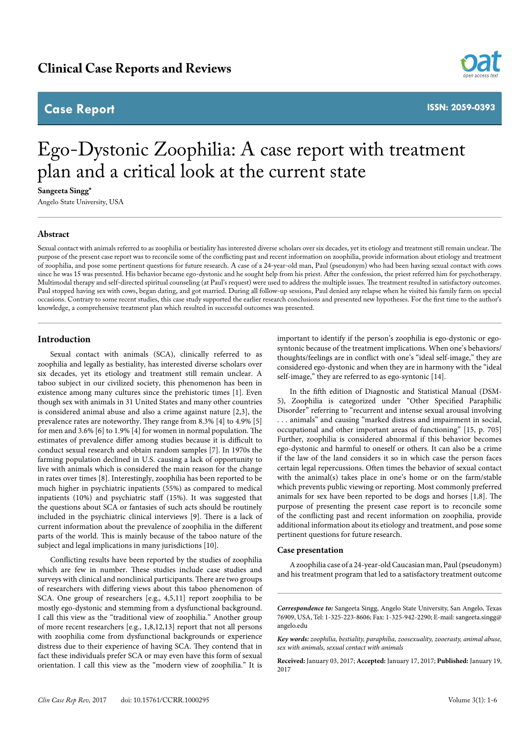# Clinical Case Reports and Reviews

## Case Report

ISSN: 2059-0393

# Ego-Dystonic Zoophilia: A case report with treatment plan and a critical look at the current state

**Sangeeta Singg***

Angelo State University, USA

## Abstract

Sexual contact with animals referred to as zoophilia or bestiality has interested diverse scholars over six decades, yet its etiology and treatment still remain unclear. The purpose of the present case report was to reconcile some of the conflicting past and recent information on zoophilia, provide information about etiology and treatment of zoophilia, and pose some pertinent questions for future research. A case of a 24-year-old man, Paul (pseudonym) who had been having sexual contact with cows since he was 15 was presented. His behavior became ego-dystonic and he sought help from his priest. After the confession, the priest referred him for psychotherapy. Multimodal therapy and self-directed spiritual counseling (at Paul's request) were used to address the multiple issues. The treatment resulted in satisfactory outcomes. Paul stopped having sex with cows, began dating, and got married. During all follow-up sessions, Paul denied any relapse when he visited his family farm on special occasions. Contrary to some recent studies, this case study supported the earlier research conclusions and presented new hypotheses. For the first time to the author's knowledge, a comprehensive treatment plan which resulted in successful outcomes was presented.

## Introduction

Sexual contact with animals (SCA), clinically referred to as zoophilia and legally as bestiality, has interested diverse scholars over six decades, yet its etiology and treatment still remain unclear. A taboo subject in our civilized society, this phenomenon has been in existence among many cultures since the prehistoric times [1]. Even though sex with animals in 31 United States and many other countries is considered animal abuse and also a crime against nature [2,3], the prevalence rates are noteworthy. They range from 8.3% [4] to 4.9% [5] for men and 3.6% [6] to 1.9% [4] for women in normal population. The estimates of prevalence differ among studies because it is difficult to conduct sexual research and obtain random samples [7]. In 1970s the farming population declined in U.S. causing a lack of opportunity to live with animals which is considered the main reason for the change in rates over times [8]. Interestingly, zoophilia has been reported to be much higher in psychiatric inpatients (55%) as compared to medical inpatients (10%) and psychiatric staff (15%). It was suggested that the questions about SCA or fantasies of such acts should be routinely included in the psychiatric clinical interviews [9]. There is a lack of current information about the prevalence of zoophilia in the different parts of the world. This is mainly because of the taboo nature of the subject and legal implications in many jurisdictions [10].

Conflicting results have been reported by the studies of zoophilia which are few in number. These studies include case studies and surveys with clinical and nonclinical participants. There are two groups of researchers with differing views about this taboo phenomenon of SCA. One group of researchers [e.g., 4,5,11] report zoophilia to be mostly ego-dystonic and stemming from a dysfunctional background. I call this view as the "traditional view of zoophilia." Another group of more recent researchers [e.g., 1,8,12,13] report that not all persons with zoophilia come from dysfunctional backgrounds or experience distress due to their experience of having SCA. They contend that in fact these individuals prefer SCA or may even have this form of sexual orientation. I call this view as the "modern view of zoophilia." It is important to identify if the person's zoophilia is ego-dystonic or ego-syntonic because of the treatment implications. When one's behaviors/thoughts/feelings are in conflict with one's "ideal self-image," they are considered ego-dystonic and when they are in harmony with the "ideal self-image," they are referred to as ego-syntonic [14].

In the fifth edition of Diagnostic and Statistical Manual (DSM-5), Zoophilia is categorized under "Other Specified Paraphilic Disorder" referring to "recurrent and intense sexual arousal involving . . . animals" and causing "marked distress and impairment in social, occupational and other important areas of functioning" [15, p. 705] Further, zoophilia is considered abnormal if this behavior becomes ego-dystonic and harmful to oneself or others. It can also be a crime if the law of the land considers it so in which case the person faces certain legal repercussions. Often times the behavior of sexual contact with the animal(s) takes place in one's home or on the farm/stable which prevents public viewing or reporting. Most commonly preferred animals for sex have been reported to be dogs and horses [1,8]. The purpose of presenting the present case report is to reconcile some of the conflicting past and recent information on zoophilia, provide additional information about its etiology and treatment, and pose some pertinent questions for future research.

## Case presentation

A zoophilia case of a 24-year-old Caucasian man, Paul (pseudonym) and his treatment program that led to a satisfactory treatment outcome

---

***Correspondence to:*** Sangeeta Singg, Angelo State University, San Angelo, Texas 76909, USA, Tel: 1-325-223-8606; Fax: 1-325-942-2290; E-mail: sangeeta.singg@angelo.edu

***Key words:*** *zoophilia, bestiality, paraphilia, zoosexuality, zooerasty, animal abuse, sex with animals, sexual contact with animals*

**Received:** January 03, 2017; **Accepted:** January 17, 2017; **Published:** January 19, 2017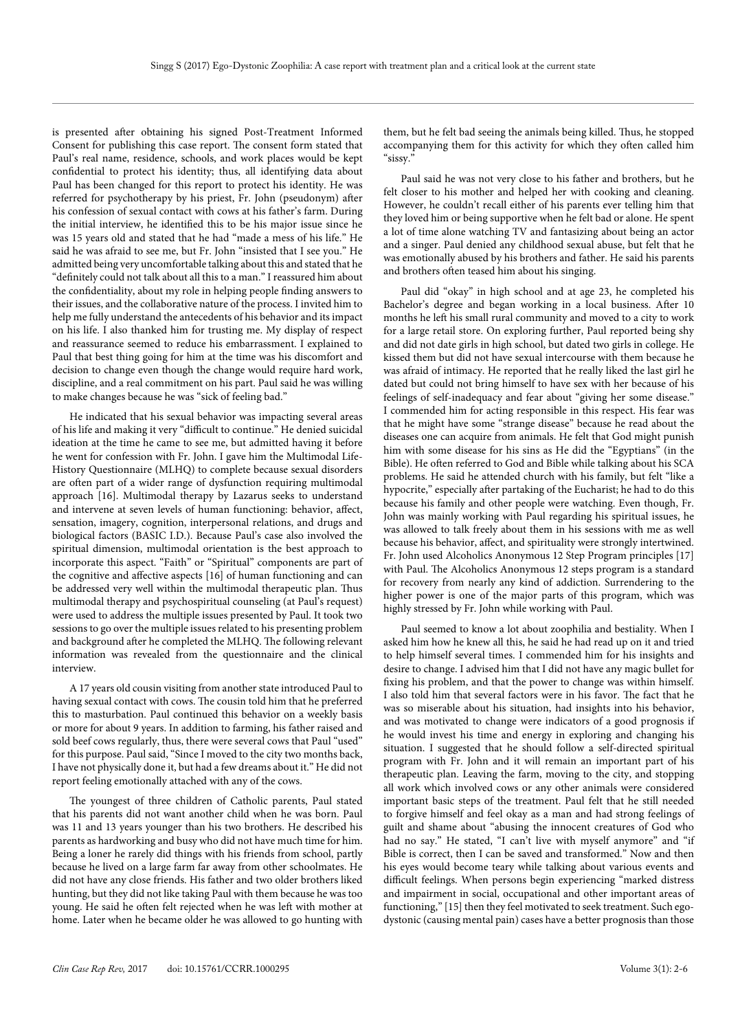is presented after obtaining his signed Post-Treatment Informed Consent for publishing this case report. The consent form stated that Paul's real name, residence, schools, and work places would be kept confidential to protect his identity; thus, all identifying data about Paul has been changed for this report to protect his identity. He was referred for psychotherapy by his priest, Fr. John (pseudonym) after his confession of sexual contact with cows at his father's farm. During the initial interview, he identified this to be his major issue since he was 15 years old and stated that he had "made a mess of his life." He said he was afraid to see me, but Fr. John "insisted that I see you." He admitted being very uncomfortable talking about this and stated that he "definitely could not talk about all this to a man." I reassured him about the confidentiality, about my role in helping people finding answers to their issues, and the collaborative nature of the process. I invited him to help me fully understand the antecedents of his behavior and its impact on his life. I also thanked him for trusting me. My display of respect and reassurance seemed to reduce his embarrassment. I explained to Paul that best thing going for him at the time was his discomfort and decision to change even though the change would require hard work, discipline, and a real commitment on his part. Paul said he was willing to make changes because he was "sick of feeling bad."

He indicated that his sexual behavior was impacting several areas of his life and making it very "difficult to continue." He denied suicidal ideation at the time he came to see me, but admitted having it before he went for confession with Fr. John. I gave him the Multimodal Life-History Questionnaire (MLHQ) to complete because sexual disorders are often part of a wider range of dysfunction requiring multimodal approach [16]. Multimodal therapy by Lazarus seeks to understand and intervene at seven levels of human functioning: behavior, affect, sensation, imagery, cognition, interpersonal relations, and drugs and biological factors (BASIC I.D.). Because Paul's case also involved the spiritual dimension, multimodal orientation is the best approach to incorporate this aspect. "Faith" or "Spiritual" components are part of the cognitive and affective aspects [16] of human functioning and can be addressed very well within the multimodal therapeutic plan. Thus multimodal therapy and psychospiritual counseling (at Paul's request) were used to address the multiple issues presented by Paul. It took two sessions to go over the multiple issues related to his presenting problem and background after he completed the MLHQ. The following relevant information was revealed from the questionnaire and the clinical interview.

A 17 years old cousin visiting from another state introduced Paul to having sexual contact with cows. The cousin told him that he preferred this to masturbation. Paul continued this behavior on a weekly basis or more for about 9 years. In addition to farming, his father raised and sold beef cows regularly, thus, there were several cows that Paul "used" for this purpose. Paul said, "Since I moved to the city two months back, I have not physically done it, but had a few dreams about it." He did not report feeling emotionally attached with any of the cows.

The youngest of three children of Catholic parents, Paul stated that his parents did not want another child when he was born. Paul was 11 and 13 years younger than his two brothers. He described his parents as hardworking and busy who did not have much time for him. Being a loner he rarely did things with his friends from school, partly because he lived on a large farm far away from other schoolmates. He did not have any close friends. His father and two older brothers liked hunting, but they did not like taking Paul with them because he was too young. He said he often felt rejected when he was left with mother at home. Later when he became older he was allowed to go hunting with them, but he felt bad seeing the animals being killed. Thus, he stopped accompanying them for this activity for which they often called him "sissy."

Paul said he was not very close to his father and brothers, but he felt closer to his mother and helped her with cooking and cleaning. However, he couldn't recall either of his parents ever telling him that they loved him or being supportive when he felt bad or alone. He spent a lot of time alone watching TV and fantasizing about being an actor and a singer. Paul denied any childhood sexual abuse, but felt that he was emotionally abused by his brothers and father. He said his parents and brothers often teased him about his singing.

Paul did "okay" in high school and at age 23, he completed his Bachelor's degree and began working in a local business. After 10 months he left his small rural community and moved to a city to work for a large retail store. On exploring further, Paul reported being shy and did not date girls in high school, but dated two girls in college. He kissed them but did not have sexual intercourse with them because he was afraid of intimacy. He reported that he really liked the last girl he dated but could not bring himself to have sex with her because of his feelings of self-inadequacy and fear about "giving her some disease." I commended him for acting responsible in this respect. His fear was that he might have some "strange disease" because he read about the diseases one can acquire from animals. He felt that God might punish him with some disease for his sins as He did the "Egyptians" (in the Bible). He often referred to God and Bible while talking about his SCA problems. He said he attended church with his family, but felt "like a hypocrite," especially after partaking of the Eucharist; he had to do this because his family and other people were watching. Even though, Fr. John was mainly working with Paul regarding his spiritual issues, he was allowed to talk freely about them in his sessions with me as well because his behavior, affect, and spirituality were strongly intertwined. Fr. John used Alcoholics Anonymous 12 Step Program principles [17] with Paul. The Alcoholics Anonymous 12 steps program is a standard for recovery from nearly any kind of addiction. Surrendering to the higher power is one of the major parts of this program, which was highly stressed by Fr. John while working with Paul.

Paul seemed to know a lot about zoophilia and bestiality. When I asked him how he knew all this, he said he had read up on it and tried to help himself several times. I commended him for his insights and desire to change. I advised him that I did not have any magic bullet for fixing his problem, and that the power to change was within himself. I also told him that several factors were in his favor. The fact that he was so miserable about his situation, had insights into his behavior, and was motivated to change were indicators of a good prognosis if he would invest his time and energy in exploring and changing his situation. I suggested that he should follow a self-directed spiritual program with Fr. John and it will remain an important part of his therapeutic plan. Leaving the farm, moving to the city, and stopping all work which involved cows or any other animals were considered important basic steps of the treatment. Paul felt that he still needed to forgive himself and feel okay as a man and had strong feelings of guilt and shame about "abusing the innocent creatures of God who had no say." He stated, "I can't live with myself anymore" and "if Bible is correct, then I can be saved and transformed." Now and then his eyes would become teary while talking about various events and difficult feelings. When persons begin experiencing "marked distress and impairment in social, occupational and other important areas of functioning," [15] then they feel motivated to seek treatment. Such ego-dystonic (causing mental pain) cases have a better prognosis than those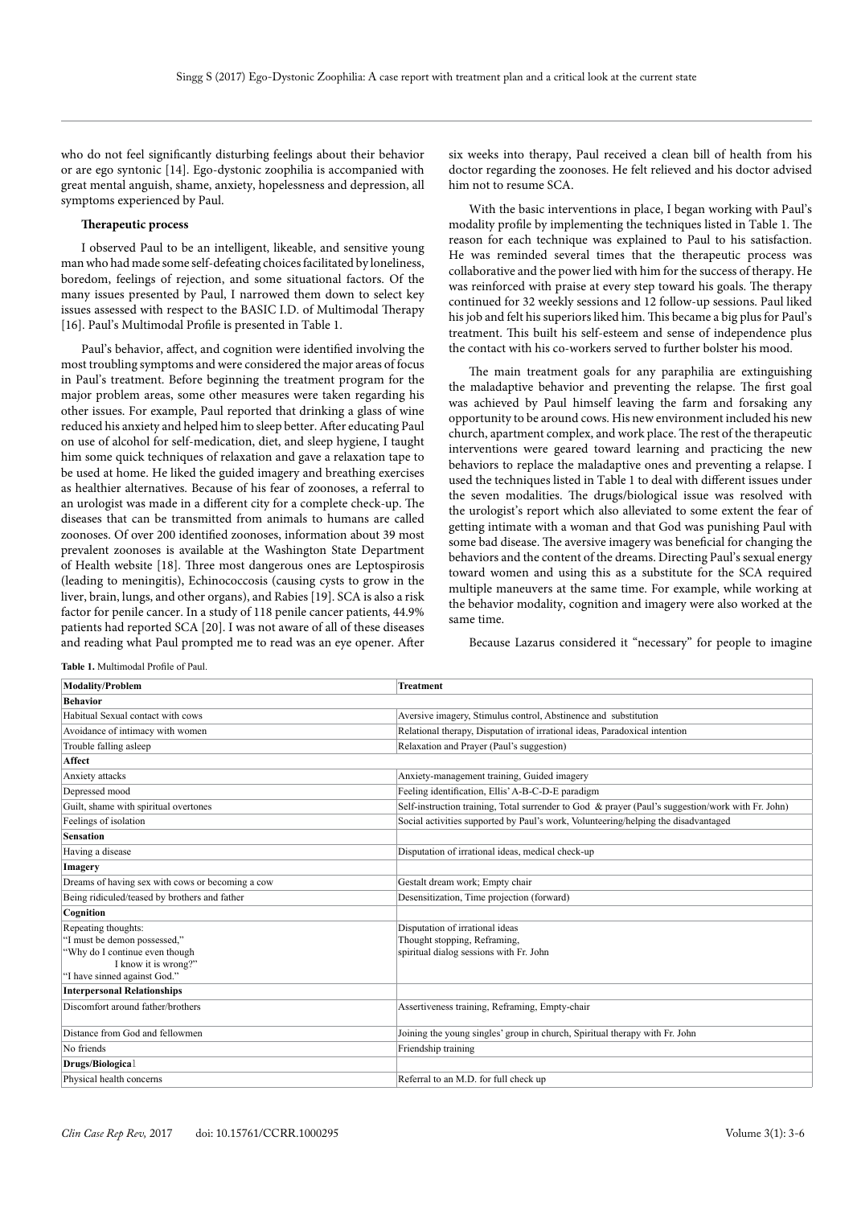who do not feel significantly disturbing feelings about their behavior or are ego syntonic [14]. Ego-dystonic zoophilia is accompanied with great mental anguish, shame, anxiety, hopelessness and depression, all symptoms experienced by Paul.

**Therapeutic process**

I observed Paul to be an intelligent, likeable, and sensitive young man who had made some self-defeating choices facilitated by loneliness, boredom, feelings of rejection, and some situational factors. Of the many issues presented by Paul, I narrowed them down to select key issues assessed with respect to the BASIC I.D. of Multimodal Therapy [16]. Paul's Multimodal Profile is presented in Table 1.

Paul's behavior, affect, and cognition were identified involving the most troubling symptoms and were considered the major areas of focus in Paul's treatment. Before beginning the treatment program for the major problem areas, some other measures were taken regarding his other issues. For example, Paul reported that drinking a glass of wine reduced his anxiety and helped him to sleep better. After educating Paul on use of alcohol for self-medication, diet, and sleep hygiene, I taught him some quick techniques of relaxation and gave a relaxation tape to be used at home. He liked the guided imagery and breathing exercises as healthier alternatives. Because of his fear of zoonoses, a referral to an urologist was made in a different city for a complete check-up. The diseases that can be transmitted from animals to humans are called zoonoses. Of over 200 identified zoonoses, information about 39 most prevalent zoonoses is available at the Washington State Department of Health website [18]. Three most dangerous ones are Leptospirosis (leading to meningitis), Echinococcosis (causing cysts to grow in the liver, brain, lungs, and other organs), and Rabies [19]. SCA is also a risk factor for penile cancer. In a study of 118 penile cancer patients, 44.9% patients had reported SCA [20]. I was not aware of all of these diseases and reading what Paul prompted me to read was an eye opener. After six weeks into therapy, Paul received a clean bill of health from his doctor regarding the zoonoses. He felt relieved and his doctor advised him not to resume SCA.

With the basic interventions in place, I began working with Paul's modality profile by implementing the techniques listed in Table 1. The reason for each technique was explained to Paul to his satisfaction. He was reminded several times that the therapeutic process was collaborative and the power lied with him for the success of therapy. He was reinforced with praise at every step toward his goals. The therapy continued for 32 weekly sessions and 12 follow-up sessions. Paul liked his job and felt his superiors liked him. This became a big plus for Paul's treatment. This built his self-esteem and sense of independence plus the contact with his co-workers served to further bolster his mood.

The main treatment goals for any paraphilia are extinguishing the maladaptive behavior and preventing the relapse. The first goal was achieved by Paul himself leaving the farm and forsaking any opportunity to be around cows. His new environment included his new church, apartment complex, and work place. The rest of the therapeutic interventions were geared toward learning and practicing the new behaviors to replace the maladaptive ones and preventing a relapse. I used the techniques listed in Table 1 to deal with different issues under the seven modalities. The drugs/biological issue was resolved with the urologist's report which also alleviated to some extent the fear of getting intimate with a woman and that God was punishing Paul with some bad disease. The aversive imagery was beneficial for changing the behaviors and the content of the dreams. Directing Paul's sexual energy toward women and using this as a substitute for the SCA required multiple maneuvers at the same time. For example, while working at the behavior modality, cognition and imagery were also worked at the same time.

Because Lazarus considered it "necessary" for people to imagine

**Table 1.** Multimodal Profile of Paul.

| Modality/Problem | Treatment |
|---|---|
| **Behavior** | |
| Habitual Sexual contact with cows | Aversive imagery, Stimulus control, Abstinence and substitution |
| Avoidance of intimacy with women | Relational therapy, Disputation of irrational ideas, Paradoxical intention |
| Trouble falling asleep | Relaxation and Prayer (Paul's suggestion) |
| **Affect** | |
| Anxiety attacks | Anxiety-management training, Guided imagery |
| Depressed mood | Feeling identification, Ellis' A-B-C-D-E paradigm |
| Guilt, shame with spiritual overtones | Self-instruction training, Total surrender to God & prayer (Paul's suggestion/work with Fr. John) |
| Feelings of isolation | Social activities supported by Paul's work, Volunteering/helping the disadvantaged |
| **Sensation** | |
| Having a disease | Disputation of irrational ideas, medical check-up |
| **Imagery** | |
| Dreams of having sex with cows or becoming a cow | Gestalt dream work; Empty chair |
| Being ridiculed/teased by brothers and father | Desensitization, Time projection (forward) |
| **Cognition** | |
| Repeating thoughts: "I must be demon possessed," "Why do I continue even though I know it is wrong?" "I have sinned against God." | Disputation of irrational ideas Thought stopping, Reframing, spiritual dialog sessions with Fr. John |
| **Interpersonal Relationships** | |
| Discomfort around father/brothers | Assertiveness training, Reframing, Empty-chair |
| Distance from God and fellowmen | Joining the young singles' group in church, Spiritual therapy with Fr. John |
| No friends | Friendship training |
| **Drugs/Biological** | |
| Physical health concerns | Referral to an M.D. for full check up |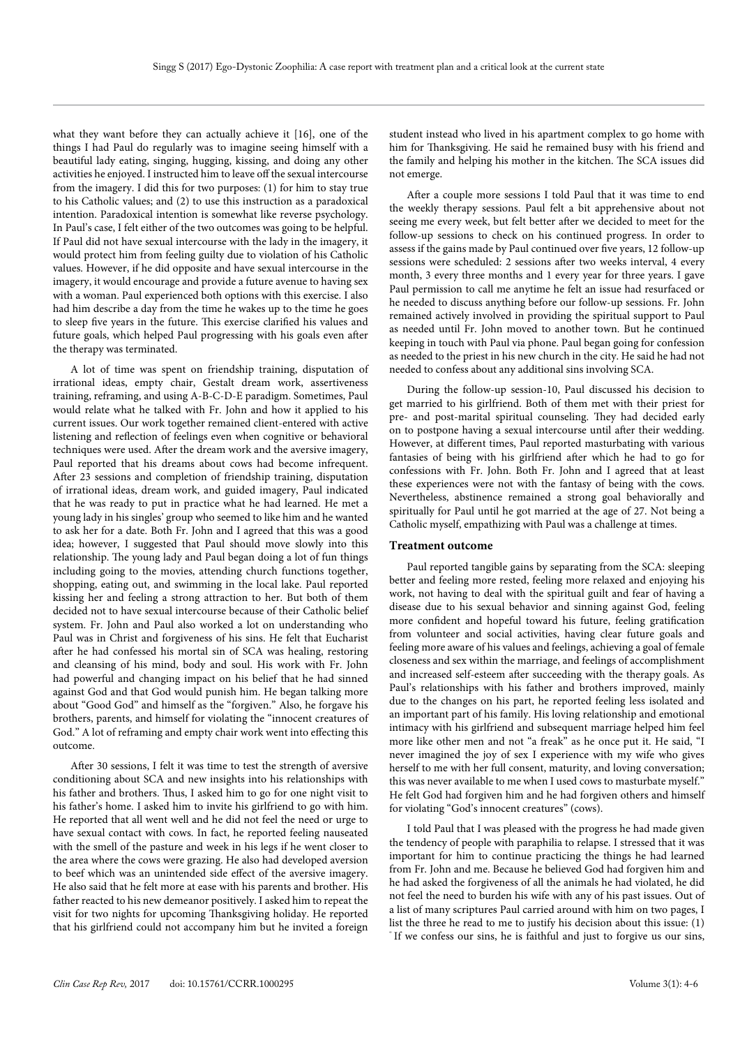what they want before they can actually achieve it [16], one of the things I had Paul do regularly was to imagine seeing himself with a beautiful lady eating, singing, hugging, kissing, and doing any other activities he enjoyed. I instructed him to leave off the sexual intercourse from the imagery. I did this for two purposes: (1) for him to stay true to his Catholic values; and (2) to use this instruction as a paradoxical intention. Paradoxical intention is somewhat like reverse psychology. In Paul's case, I felt either of the two outcomes was going to be helpful. If Paul did not have sexual intercourse with the lady in the imagery, it would protect him from feeling guilty due to violation of his Catholic values. However, if he did opposite and have sexual intercourse in the imagery, it would encourage and provide a future avenue to having sex with a woman. Paul experienced both options with this exercise. I also had him describe a day from the time he wakes up to the time he goes to sleep five years in the future. This exercise clarified his values and future goals, which helped Paul progressing with his goals even after the therapy was terminated.

A lot of time was spent on friendship training, disputation of irrational ideas, empty chair, Gestalt dream work, assertiveness training, reframing, and using A-B-C-D-E paradigm. Sometimes, Paul would relate what he talked with Fr. John and how it applied to his current issues. Our work together remained client-entered with active listening and reflection of feelings even when cognitive or behavioral techniques were used. After the dream work and the aversive imagery, Paul reported that his dreams about cows had become infrequent. After 23 sessions and completion of friendship training, disputation of irrational ideas, dream work, and guided imagery, Paul indicated that he was ready to put in practice what he had learned. He met a young lady in his singles' group who seemed to like him and he wanted to ask her for a date. Both Fr. John and I agreed that this was a good idea; however, I suggested that Paul should move slowly into this relationship. The young lady and Paul began doing a lot of fun things including going to the movies, attending church functions together, shopping, eating out, and swimming in the local lake. Paul reported kissing her and feeling a strong attraction to her. But both of them decided not to have sexual intercourse because of their Catholic belief system. Fr. John and Paul also worked a lot on understanding who Paul was in Christ and forgiveness of his sins. He felt that Eucharist after he had confessed his mortal sin of SCA was healing, restoring and cleansing of his mind, body and soul. His work with Fr. John had powerful and changing impact on his belief that he had sinned against God and that God would punish him. He began talking more about "Good God" and himself as the "forgiven." Also, he forgave his brothers, parents, and himself for violating the "innocent creatures of God." A lot of reframing and empty chair work went into effecting this outcome.

After 30 sessions, I felt it was time to test the strength of aversive conditioning about SCA and new insights into his relationships with his father and brothers. Thus, I asked him to go for one night visit to his father's home. I asked him to invite his girlfriend to go with him. He reported that all went well and he did not feel the need or urge to have sexual contact with cows. In fact, he reported feeling nauseated with the smell of the pasture and week in his legs if he went closer to the area where the cows were grazing. He also had developed aversion to beef which was an unintended side effect of the aversive imagery. He also said that he felt more at ease with his parents and brother. His father reacted to his new demeanor positively. I asked him to repeat the visit for two nights for upcoming Thanksgiving holiday. He reported that his girlfriend could not accompany him but he invited a foreign student instead who lived in his apartment complex to go home with him for Thanksgiving. He said he remained busy with his friend and the family and helping his mother in the kitchen. The SCA issues did not emerge.

After a couple more sessions I told Paul that it was time to end the weekly therapy sessions. Paul felt a bit apprehensive about not seeing me every week, but felt better after we decided to meet for the follow-up sessions to check on his continued progress. In order to assess if the gains made by Paul continued over five years, 12 follow-up sessions were scheduled: 2 sessions after two weeks interval, 4 every month, 3 every three months and 1 every year for three years. I gave Paul permission to call me anytime he felt an issue had resurfaced or he needed to discuss anything before our follow-up sessions. Fr. John remained actively involved in providing the spiritual support to Paul as needed until Fr. John moved to another town. But he continued keeping in touch with Paul via phone. Paul began going for confession as needed to the priest in his new church in the city. He said he had not needed to confess about any additional sins involving SCA.

During the follow-up session-10, Paul discussed his decision to get married to his girlfriend. Both of them met with their priest for pre- and post-marital spiritual counseling. They had decided early on to postpone having a sexual intercourse until after their wedding. However, at different times, Paul reported masturbating with various fantasies of being with his girlfriend after which he had to go for confessions with Fr. John. Both Fr. John and I agreed that at least these experiences were not with the fantasy of being with the cows. Nevertheless, abstinence remained a strong goal behaviorally and spiritually for Paul until he got married at the age of 27. Not being a Catholic myself, empathizing with Paul was a challenge at times.

### Treatment outcome

Paul reported tangible gains by separating from the SCA: sleeping better and feeling more rested, feeling more relaxed and enjoying his work, not having to deal with the spiritual guilt and fear of having a disease due to his sexual behavior and sinning against God, feeling more confident and hopeful toward his future, feeling gratification from volunteer and social activities, having clear future goals and feeling more aware of his values and feelings, achieving a goal of female closeness and sex within the marriage, and feelings of accomplishment and increased self-esteem after succeeding with the therapy goals. As Paul's relationships with his father and brothers improved, mainly due to the changes on his part, he reported feeling less isolated and an important part of his family. His loving relationship and emotional intimacy with his girlfriend and subsequent marriage helped him feel more like other men and not "a freak" as he once put it. He said, "I never imagined the joy of sex I experience with my wife who gives herself to me with her full consent, maturity, and loving conversation; this was never available to me when I used cows to masturbate myself." He felt God had forgiven him and he had forgiven others and himself for violating "God's innocent creatures" (cows).

I told Paul that I was pleased with the progress he had made given the tendency of people with paraphilia to relapse. I stressed that it was important for him to continue practicing the things he had learned from Fr. John and me. Because he believed God had forgiven him and he had asked the forgiveness of all the animals he had violated, he did not feel the need to burden his wife with any of his past issues. Out of a list of many scriptures Paul carried around with him on two pages, I list the three he read to me to justify his decision about this issue: (1) "If we confess our sins, he is faithful and just to forgive us our sins,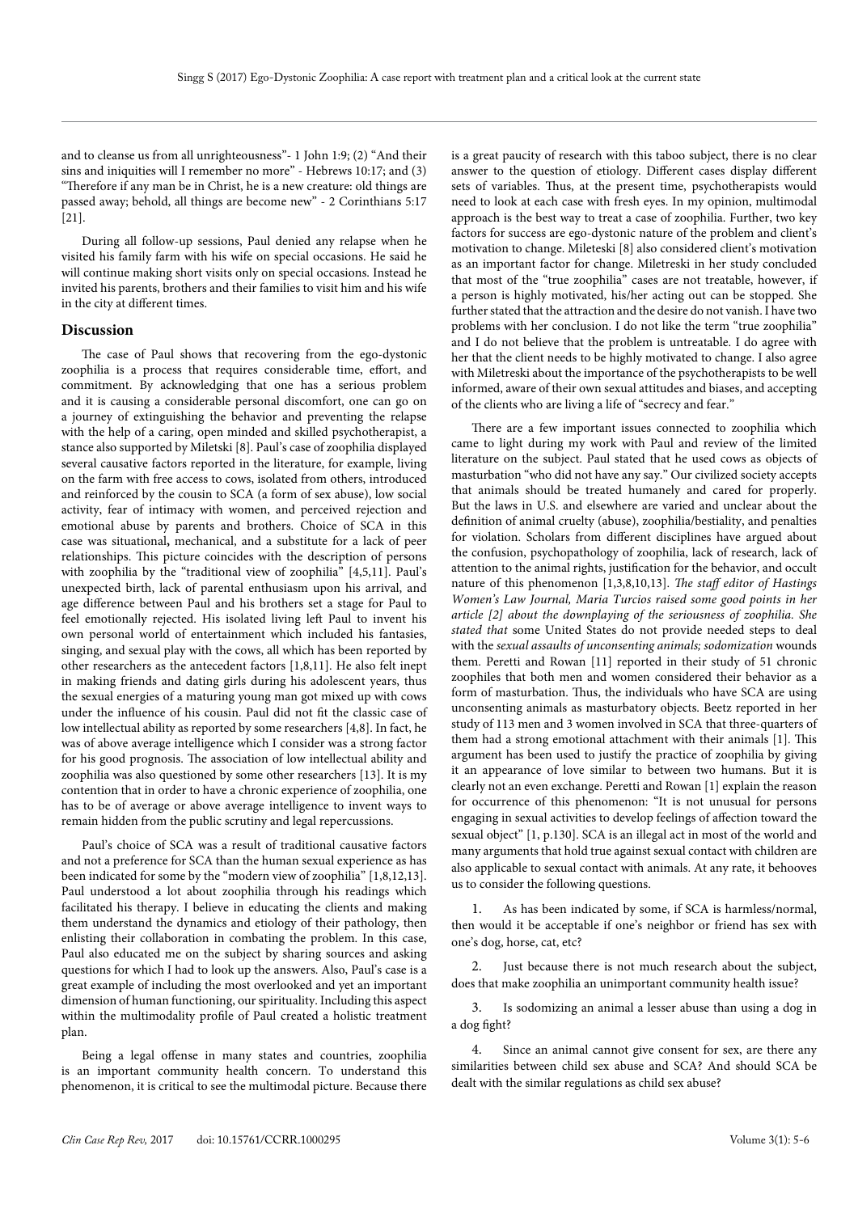and to cleanse us from all unrighteousness"- 1 John 1:9; (2) "And their sins and iniquities will I remember no more" - Hebrews 10:17; and (3) "Therefore if any man be in Christ, he is a new creature: old things are passed away; behold, all things are become new" - 2 Corinthians 5:17 [21].

During all follow-up sessions, Paul denied any relapse when he visited his family farm with his wife on special occasions. He said he will continue making short visits only on special occasions. Instead he invited his parents, brothers and their families to visit him and his wife in the city at different times.

## Discussion

The case of Paul shows that recovering from the ego-dystonic zoophilia is a process that requires considerable time, effort, and commitment. By acknowledging that one has a serious problem and it is causing a considerable personal discomfort, one can go on a journey of extinguishing the behavior and preventing the relapse with the help of a caring, open minded and skilled psychotherapist, a stance also supported by Miletski [8]. Paul's case of zoophilia displayed several causative factors reported in the literature, for example, living on the farm with free access to cows, isolated from others, introduced and reinforced by the cousin to SCA (a form of sex abuse), low social activity, fear of intimacy with women, and perceived rejection and emotional abuse by parents and brothers. Choice of SCA in this case was situational**,** mechanical, and a substitute for a lack of peer relationships. This picture coincides with the description of persons with zoophilia by the "traditional view of zoophilia" [4,5,11]. Paul's unexpected birth, lack of parental enthusiasm upon his arrival, and age difference between Paul and his brothers set a stage for Paul to feel emotionally rejected. His isolated living left Paul to invent his own personal world of entertainment which included his fantasies, singing, and sexual play with the cows, all which has been reported by other researchers as the antecedent factors [1,8,11]. He also felt inept in making friends and dating girls during his adolescent years, thus the sexual energies of a maturing young man got mixed up with cows under the influence of his cousin. Paul did not fit the classic case of low intellectual ability as reported by some researchers [4,8]. In fact, he was of above average intelligence which I consider was a strong factor for his good prognosis. The association of low intellectual ability and zoophilia was also questioned by some other researchers [13]. It is my contention that in order to have a chronic experience of zoophilia, one has to be of average or above average intelligence to invent ways to remain hidden from the public scrutiny and legal repercussions.

Paul's choice of SCA was a result of traditional causative factors and not a preference for SCA than the human sexual experience as has been indicated for some by the "modern view of zoophilia" [1,8,12,13]. Paul understood a lot about zoophilia through his readings which facilitated his therapy. I believe in educating the clients and making them understand the dynamics and etiology of their pathology, then enlisting their collaboration in combating the problem. In this case, Paul also educated me on the subject by sharing sources and asking questions for which I had to look up the answers. Also, Paul's case is a great example of including the most overlooked and yet an important dimension of human functioning, our spirituality. Including this aspect within the multimodality profile of Paul created a holistic treatment plan.

Being a legal offense in many states and countries, zoophilia is an important community health concern. To understand this phenomenon, it is critical to see the multimodal picture. Because there is a great paucity of research with this taboo subject, there is no clear answer to the question of etiology. Different cases display different sets of variables. Thus, at the present time, psychotherapists would need to look at each case with fresh eyes. In my opinion, multimodal approach is the best way to treat a case of zoophilia. Further, two key factors for success are ego-dystonic nature of the problem and client's motivation to change. Mileteski [8] also considered client's motivation as an important factor for change. Miletreski in her study concluded that most of the "true zoophilia" cases are not treatable, however, if a person is highly motivated, his/her acting out can be stopped. She further stated that the attraction and the desire do not vanish. I have two problems with her conclusion. I do not like the term "true zoophilia" and I do not believe that the problem is untreatable. I do agree with her that the client needs to be highly motivated to change. I also agree with Miletreski about the importance of the psychotherapists to be well informed, aware of their own sexual attitudes and biases, and accepting of the clients who are living a life of "secrecy and fear."

There are a few important issues connected to zoophilia which came to light during my work with Paul and review of the limited literature on the subject. Paul stated that he used cows as objects of masturbation "who did not have any say." Our civilized society accepts that animals should be treated humanely and cared for properly. But the laws in U.S. and elsewhere are varied and unclear about the definition of animal cruelty (abuse), zoophilia/bestiality, and penalties for violation. Scholars from different disciplines have argued about the confusion, psychopathology of zoophilia, lack of research, lack of attention to the animal rights, justification for the behavior, and occult nature of this phenomenon [1,3,8,10,13]. *The staff editor of Hastings Women's Law Journal, Maria Turcios raised some good points in her article [2] about the downplaying of the seriousness of zoophilia. She stated that* some United States do not provide needed steps to deal with the *sexual assaults of unconsenting animals; sodomization* wounds them. Peretti and Rowan [11] reported in their study of 51 chronic zoophiles that both men and women considered their behavior as a form of masturbation. Thus, the individuals who have SCA are using unconsenting animals as masturbatory objects. Beetz reported in her study of 113 men and 3 women involved in SCA that three-quarters of them had a strong emotional attachment with their animals [1]. This argument has been used to justify the practice of zoophilia by giving it an appearance of love similar to between two humans. But it is clearly not an even exchange. Peretti and Rowan [1] explain the reason for occurrence of this phenomenon: "It is not unusual for persons engaging in sexual activities to develop feelings of affection toward the sexual object" [1, p.130]. SCA is an illegal act in most of the world and many arguments that hold true against sexual contact with children are also applicable to sexual contact with animals. At any rate, it behooves us to consider the following questions.

1. As has been indicated by some, if SCA is harmless/normal, then would it be acceptable if one's neighbor or friend has sex with one's dog, horse, cat, etc?

2. Just because there is not much research about the subject, does that make zoophilia an unimportant community health issue?

3. Is sodomizing an animal a lesser abuse than using a dog in a dog fight?

4. Since an animal cannot give consent for sex, are there any similarities between child sex abuse and SCA? And should SCA be dealt with the similar regulations as child sex abuse?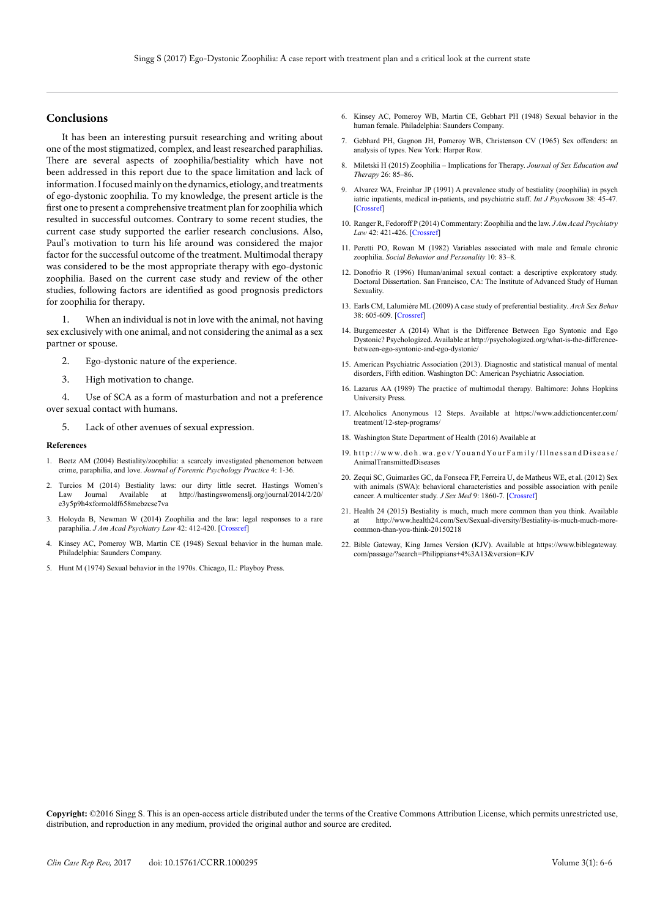## Conclusions

It has been an interesting pursuit researching and writing about one of the most stigmatized, complex, and least researched paraphilias. There are several aspects of zoophilia/bestiality which have not been addressed in this report due to the space limitation and lack of information. I focused mainly on the dynamics, etiology, and treatments of ego-dystonic zoophilia. To my knowledge, the present article is the first one to present a comprehensive treatment plan for zoophilia which resulted in successful outcomes. Contrary to some recent studies, the current case study supported the earlier research conclusions. Also, Paul's motivation to turn his life around was considered the major factor for the successful outcome of the treatment. Multimodal therapy was considered to be the most appropriate therapy with ego-dystonic zoophilia. Based on the current case study and review of the other studies, following factors are identified as good prognosis predictors for zoophilia for therapy.

1. When an individual is not in love with the animal, not having sex exclusively with one animal, and not considering the animal as a sex partner or spouse.

2. Ego-dystonic nature of the experience.

3. High motivation to change.

4. Use of SCA as a form of masturbation and not a preference over sexual contact with humans.

5. Lack of other avenues of sexual expression.

### References

1. Beetz AM (2004) Bestiality/zoophilia: a scarcely investigated phenomenon between crime, paraphilia, and love. *Journal of Forensic Psychology Practice* 4: 1-36.
2. Turcios M (2014) Bestiality laws: our dirty little secret. Hastings Women's Law Journal Available at http://hastingswomenslj.org/journal/2014/2/20/e3y5p9h4xformoldf658mebzcse7va
3. Holoyda B, Newman W (2014) Zoophilia and the law: legal responses to a rare paraphilia. *J Am Acad Psychiatry Law* 42: 412-420. [Crossref]
4. Kinsey AC, Pomeroy WB, Martin CE (1948) Sexual behavior in the human male. Philadelphia: Saunders Company.
5. Hunt M (1974) Sexual behavior in the 1970s. Chicago, IL: Playboy Press.
6. Kinsey AC, Pomeroy WB, Martin CE, Gebhart PH (1948) Sexual behavior in the human female. Philadelphia: Saunders Company.
7. Gebhard PH, Gagnon JH, Pomeroy WB, Christenson CV (1965) Sex offenders: an analysis of types. New York: Harper Row.
8. Miletski H (2015) Zoophilia – Implications for Therapy. *Journal of Sex Education and Therapy* 26: 85–86.
9. Alvarez WA, Freinhar JP (1991) A prevalence study of bestiality (zoophilia) in psychiatric inpatients, medical in-patients, and psychiatric staff. *Int J Psychosom* 38: 45-47. [Crossref]
10. Ranger R, Fedoroff P (2014) Commentary: Zoophilia and the law. *J Am Acad Psychiatry Law* 42: 421-426. [Crossref]
11. Peretti PO, Rowan M (1982) Variables associated with male and female chronic zoophilia. *Social Behavior and Personality* 10: 83–8.
12. Donofrio R (1996) Human/animal sexual contact: a descriptive exploratory study. Doctoral Dissertation. San Francisco, CA: The Institute of Advanced Study of Human Sexuality.
13. Earls CM, Lalumière ML (2009) A case study of preferential bestiality. *Arch Sex Behav* 38: 605-609. [Crossref]
14. Burgemeester A (2014) What is the Difference Between Ego Syntonic and Ego Dystonic? Psychologized. Available at http://psychologized.org/what-is-the-difference-between-ego-syntonic-and-ego-dystonic/
15. American Psychiatric Association (2013). Diagnostic and statistical manual of mental disorders, Fifth edition. Washington DC: American Psychiatric Association.
16. Lazarus AA (1989) The practice of multimodal therapy. Baltimore: Johns Hopkins University Press.
17. Alcoholics Anonymous 12 Steps. Available at https://www.addictioncenter.com/treatment/12-step-programs/
18. Washington State Department of Health (2016) Available at
19. http://www.doh.wa.gov/YouandYourFamily/IllnessandDisease/AnimalTransmittedDiseases
20. Zequi SC, Guimarães GC, da Fonseca FP, Ferreira U, de Matheus WE, et al. (2012) Sex with animals (SWA): behavioral characteristics and possible association with penile cancer. A multicenter study. *J Sex Med* 9: 1860-7. [Crossref]
21. Health 24 (2015) Bestiality is much, much more common than you think. Available at http://www.health24.com/Sex/Sexual-diversity/Bestiality-is-much-much-more-common-than-you-think-20150218
22. Bible Gateway, King James Version (KJV). Available at https://www.biblegateway.com/passage/?search=Philippians+4%3A13&version=KJV

**Copyright:** ©2016 Singg S. This is an open-access article distributed under the terms of the Creative Commons Attribution License, which permits unrestricted use, distribution, and reproduction in any medium, provided the original author and source are credited.